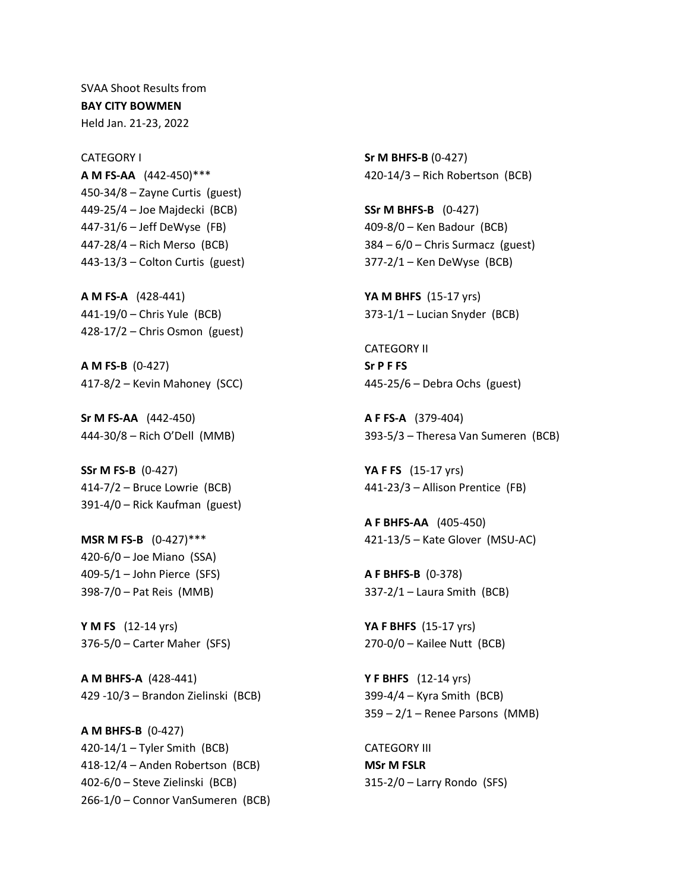SVAA Shoot Results from
**BAY CITY BOWMEN**
Held Jan. 21-23, 2022

CATEGORY I

**A M FS-AA** (442-450)***
450-34/8 – Zayne Curtis (guest)
449-25/4 – Joe Majdecki (BCB)
447-31/6 – Jeff DeWyse (FB)
447-28/4 – Rich Merso (BCB)
443-13/3 – Colton Curtis (guest)

**A M FS-A** (428-441)
441-19/0 – Chris Yule (BCB)
428-17/2 – Chris Osmon (guest)

**A M FS-B** (0-427)
417-8/2 – Kevin Mahoney (SCC)

**Sr M FS-AA** (442-450)
444-30/8 – Rich O'Dell (MMB)

**SSr M FS-B** (0-427)
414-7/2 – Bruce Lowrie (BCB)
391-4/0 – Rick Kaufman (guest)

**MSR M FS-B** (0-427)***
420-6/0 – Joe Miano (SSA)
409-5/1 – John Pierce (SFS)
398-7/0 – Pat Reis (MMB)

**Y M FS** (12-14 yrs)
376-5/0 – Carter Maher (SFS)

**A M BHFS-A** (428-441)
429 -10/3 – Brandon Zielinski (BCB)

**A M BHFS-B** (0-427)
420-14/1 – Tyler Smith (BCB)
418-12/4 – Anden Robertson (BCB)
402-6/0 – Steve Zielinski (BCB)
266-1/0 – Connor VanSumeren (BCB)

**Sr M BHFS-B** (0-427)
420-14/3 – Rich Robertson (BCB)

**SSr M BHFS-B** (0-427)
409-8/0 – Ken Badour (BCB)
384 – 6/0 – Chris Surmacz (guest)
377-2/1 – Ken DeWyse (BCB)

**YA M BHFS** (15-17 yrs)
373-1/1 – Lucian Snyder (BCB)

CATEGORY II

**Sr P F FS**
445-25/6 – Debra Ochs (guest)

**A F FS-A** (379-404)
393-5/3 – Theresa Van Sumeren (BCB)

**YA F FS** (15-17 yrs)
441-23/3 – Allison Prentice (FB)

**A F BHFS-AA** (405-450)
421-13/5 – Kate Glover (MSU-AC)

**A F BHFS-B** (0-378)
337-2/1 – Laura Smith (BCB)

**YA F BHFS** (15-17 yrs)
270-0/0 – Kailee Nutt (BCB)

**Y F BHFS** (12-14 yrs)
399-4/4 – Kyra Smith (BCB)
359 – 2/1 – Renee Parsons (MMB)

CATEGORY III

**MSr M FSLR**
315-2/0 – Larry Rondo (SFS)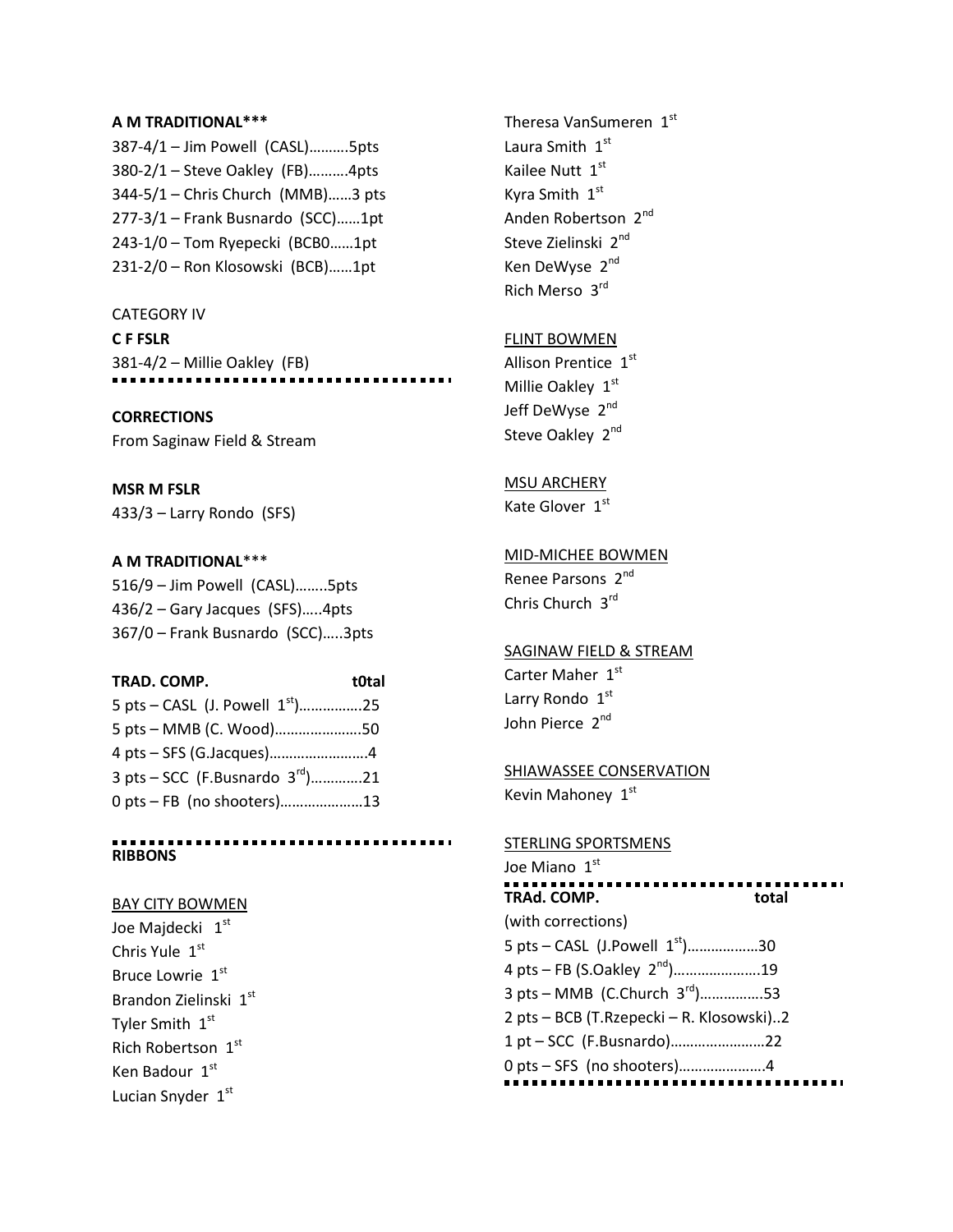**A M TRADITIONAL*****

387-4/1 – Jim Powell (CASL)……….5pts
380-2/1 – Steve Oakley (FB)……….4pts
344-5/1 – Chris Church (MMB)……3 pts
277-3/1 – Frank Busnardo (SCC)……1pt
243-1/0 – Tom Ryepecki (BCB0……1pt
231-2/0 – Ron Klosowski (BCB)……1pt

CATEGORY IV

**C F FSLR**

381-4/2 – Millie Oakley (FB)

---

**CORRECTIONS**

From Saginaw Field & Stream

**MSR M FSLR**

433/3 – Larry Rondo (SFS)

**A M TRADITIONAL*****

516/9 – Jim Powell (CASL)……..5pts
436/2 – Gary Jacques (SFS)…..4pts
367/0 – Frank Busnardo (SCC)…..3pts

**TRAD. COMP.** **t0tal**

5 pts – CASL (J. Powell 1st)…………….25
5 pts – MMB (C. Wood)………………….50
4 pts – SFS (G.Jacques)…………………….4
3 pts – SCC (F.Busnardo 3rd)………….21
0 pts – FB (no shooters)…………………13

---

**RIBBONS**

BAY CITY BOWMEN

Joe Majdecki 1st
Chris Yule 1st
Bruce Lowrie 1st
Brandon Zielinski 1st
Tyler Smith 1st
Rich Robertson 1st
Ken Badour 1st
Lucian Snyder 1st
Theresa VanSumeren 1st
Laura Smith 1st
Kailee Nutt 1st
Kyra Smith 1st
Anden Robertson 2nd
Steve Zielinski 2nd
Ken DeWyse 2nd
Rich Merso 3rd

FLINT BOWMEN

Allison Prentice 1st
Millie Oakley 1st
Jeff DeWyse 2nd
Steve Oakley 2nd

MSU ARCHERY

Kate Glover 1st

MID-MICHEE BOWMEN

Renee Parsons 2nd
Chris Church 3rd

SAGINAW FIELD & STREAM

Carter Maher 1st
Larry Rondo 1st
John Pierce 2nd

SHIAWASSEE CONSERVATION

Kevin Mahoney 1st

STERLING SPORTSMENS

Joe Miano 1st

---

**TRAd. COMP.** **total**

(with corrections)

5 pts – CASL (J.Powell 1st)………………30
4 pts – FB (S.Oakley 2nd)…………………..19
3 pts – MMB (C.Church 3rd)…………….53
2 pts – BCB (T.Rzepecki – R. Klosowski)..2
1 pt – SCC (F.Busnardo)……………………22
0 pts – SFS (no shooters)………………….4

---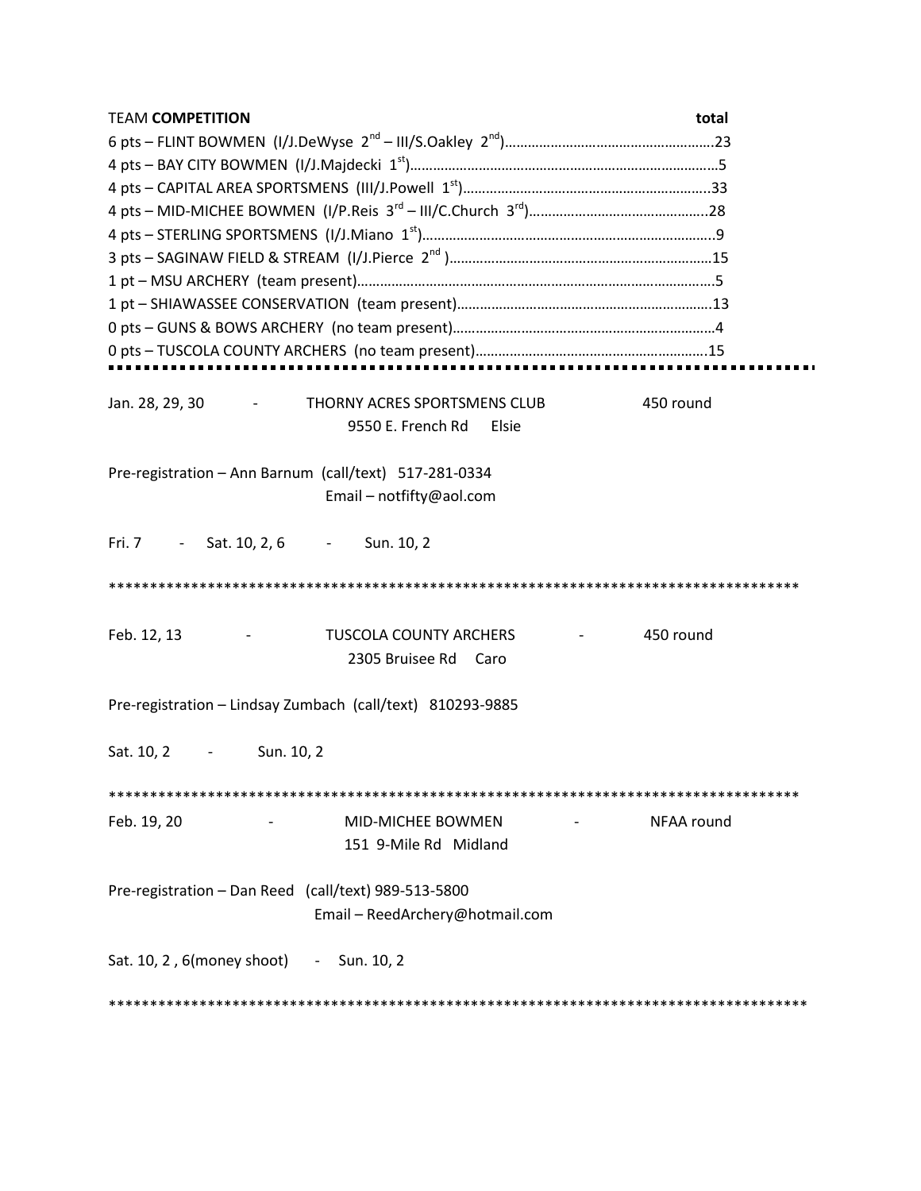**TEAM COMPETITION** **total**

6 pts – FLINT BOWMEN (I/J.DeWyse 2nd – III/S.Oakley 2nd)……………………………………………….23
4 pts – BAY CITY BOWMEN (I/J.Majdecki 1st)………………………………………………………………..5
4 pts – CAPITAL AREA SPORTSMENS (III/J.Powell 1st)………………………………………………………..33
4 pts – MID-MICHEE BOWMEN (I/P.Reis 3rd – III/C.Church 3rd)………………………………………..28
4 pts – STERLING SPORTSMENS (I/J.Miano 1st)…………………………………………………………………..9
3 pts – SAGINAW FIELD & STREAM (I/J.Pierce 2nd )…………………………………………………………15
1 pt – MSU ARCHERY (team present)…………………………………………………………………………….5
1 pt – SHIAWASSEE CONSERVATION (team present)…………………………………………………………13
0 pts – GUNS & BOWS ARCHERY (no team present)……………………………………………………………4
0 pts – TUSCOLA COUNTY ARCHERS (no team present)………………………………………………………15

---

Jan. 28, 29, 30 - THORNY ACRES SPORTSMENS CLUB 450 round
9550 E. French Rd Elsie

Pre-registration – Ann Barnum (call/text) 517-281-0334
Email – notfifty@aol.com

Fri. 7 - Sat. 10, 2, 6 - Sun. 10, 2

************************************************************************************

Feb. 12, 13 - TUSCOLA COUNTY ARCHERS - 450 round
2305 Bruisee Rd Caro

Pre-registration – Lindsay Zumbach (call/text) 810293-9885

Sat. 10, 2 - Sun. 10, 2

************************************************************************************

Feb. 19, 20 - MID-MICHEE BOWMEN - NFAA round
151 9-Mile Rd Midland

Pre-registration – Dan Reed (call/text) 989-513-5800
Email – ReedArchery@hotmail.com

Sat. 10, 2 , 6(money shoot) - Sun. 10, 2

************************************************************************************